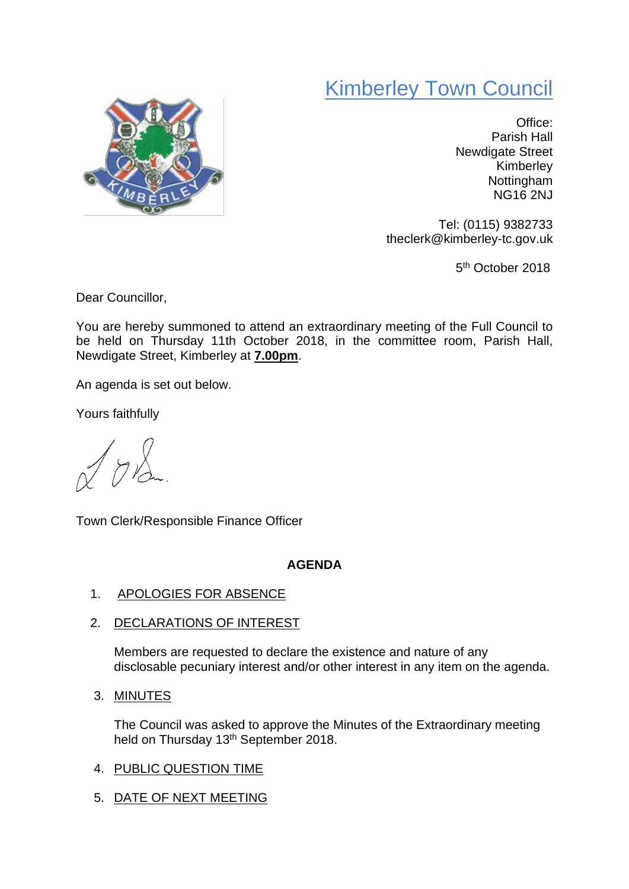# Kimberley Town Council

Office:
Parish Hall
Newdigate Street
Kimberley
Nottingham
NG16 2NJ

Tel: (0115) 9382733
theclerk@kimberley-tc.gov.uk

5th October 2018

Dear Councillor,

You are hereby summoned to attend an extraordinary meeting of the Full Council to be held on Thursday 11th October 2018, in the committee room, Parish Hall, Newdigate Street, Kimberley at **7.00pm**.

An agenda is set out below.

Yours faithfully

Town Clerk/Responsible Finance Officer

**AGENDA**

1. APOLOGIES FOR ABSENCE

2. DECLARATIONS OF INTEREST

   Members are requested to declare the existence and nature of any disclosable pecuniary interest and/or other interest in any item on the agenda.

3. MINUTES

   The Council was asked to approve the Minutes of the Extraordinary meeting held on Thursday 13th September 2018.

4. PUBLIC QUESTION TIME

5. DATE OF NEXT MEETING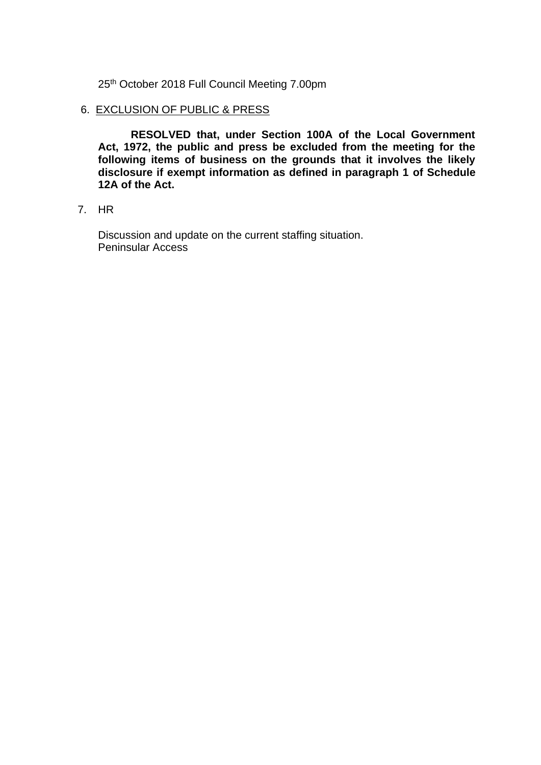25th October 2018 Full Council Meeting 7.00pm

6. <u>EXCLUSION OF PUBLIC & PRESS</u>

**RESOLVED that, under Section 100A of the Local Government Act, 1972, the public and press be excluded from the meeting for the following items of business on the grounds that it involves the likely disclosure if exempt information as defined in paragraph 1 of Schedule 12A of the Act.**

7. HR

   Discussion and update on the current staffing situation.
   Peninsular Access